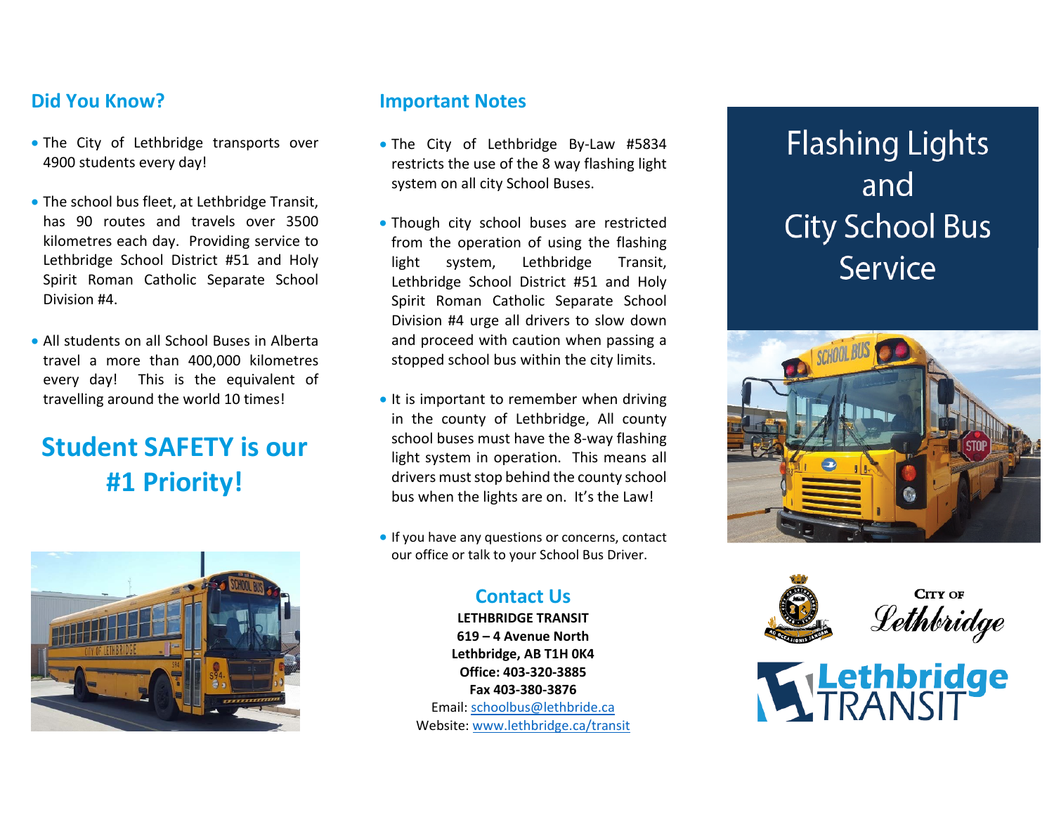## Did You Know?

- The City of Lethbridge transports over 4900 students every day!
- The school bus fleet, at Lethbridge Transit, has 90 routes and travels over 3500 kilometres each day. Providing service to Lethbridge School District #51 and Holy Spirit Roman Catholic Separate School Division #4.
- All students on all School Buses in Alberta travel a more than 400,000 kilometres every day! This is the equivalent of travelling around the world 10 times!

## Student SAFETY is our #1 Priority!

## Important Notes

- The City of Lethbridge By-Law #5834 restricts the use of the 8 way flashing light system on all city School Buses.
- Though city school buses are restricted from the operation of using the flashing light system, Lethbridge Transit, Lethbridge School District #51 and Holy Spirit Roman Catholic Separate School Division #4 urge all drivers to slow down and proceed with caution when passing a stopped school bus within the city limits.
- It is important to remember when driving in the county of Lethbridge, All county school buses must have the 8-way flashing light system in operation. This means all drivers must stop behind the county school bus when the lights are on. It's the Law!
- If you have any questions or concerns, contact our office or talk to your School Bus Driver.

## Contact Us

**LETHBRIDGE TRANSIT**
**619 – 4 Avenue North**
**Lethbridge, AB T1H 0K4**
**Office: 403-320-3885**
**Fax 403-380-3876**
Email: schoolbus@lethbride.ca
Website: www.lethbridge.ca/transit

# Flashing Lights and City School Bus Service

City of Lethbridge

Lethbridge TRANSIT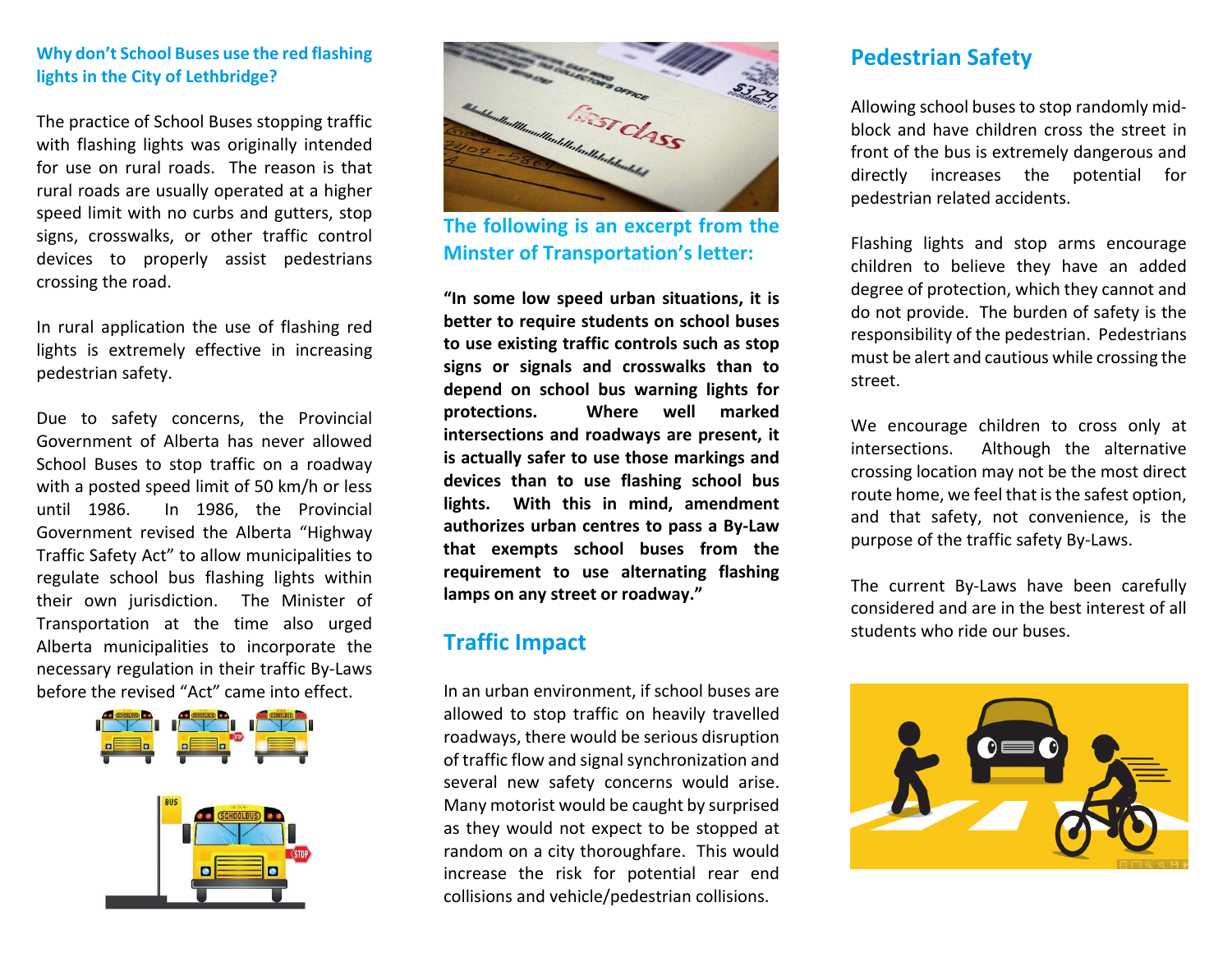### Why don't School Buses use the red flashing lights in the City of Lethbridge?

The practice of School Buses stopping traffic with flashing lights was originally intended for use on rural roads. The reason is that rural roads are usually operated at a higher speed limit with no curbs and gutters, stop signs, crosswalks, or other traffic control devices to properly assist pedestrians crossing the road.

In rural application the use of flashing red lights is extremely effective in increasing pedestrian safety.

Due to safety concerns, the Provincial Government of Alberta has never allowed School Buses to stop traffic on a roadway with a posted speed limit of 50 km/h or less until 1986. In 1986, the Provincial Government revised the Alberta "Highway Traffic Safety Act" to allow municipalities to regulate school bus flashing lights within their own jurisdiction. The Minister of Transportation at the time also urged Alberta municipalities to incorporate the necessary regulation in their traffic By-Laws before the revised "Act" came into effect.

### The following is an excerpt from the Minster of Transportation's letter:

**"In some low speed urban situations, it is better to require students on school buses to use existing traffic controls such as stop signs or signals and crosswalks than to depend on school bus warning lights for protections. Where well marked intersections and roadways are present, it is actually safer to use those markings and devices than to use flashing school bus lights. With this in mind, amendment authorizes urban centres to pass a By-Law that exempts school buses from the requirement to use alternating flashing lamps on any street or roadway."**

## Traffic Impact

In an urban environment, if school buses are allowed to stop traffic on heavily travelled roadways, there would be serious disruption of traffic flow and signal synchronization and several new safety concerns would arise. Many motorist would be caught by surprised as they would not expect to be stopped at random on a city thoroughfare. This would increase the risk for potential rear end collisions and vehicle/pedestrian collisions.

## Pedestrian Safety

Allowing school buses to stop randomly mid-block and have children cross the street in front of the bus is extremely dangerous and directly increases the potential for pedestrian related accidents.

Flashing lights and stop arms encourage children to believe they have an added degree of protection, which they cannot and do not provide. The burden of safety is the responsibility of the pedestrian. Pedestrians must be alert and cautious while crossing the street.

We encourage children to cross only at intersections. Although the alternative crossing location may not be the most direct route home, we feel that is the safest option, and that safety, not convenience, is the purpose of the traffic safety By-Laws.

The current By-Laws have been carefully considered and are in the best interest of all students who ride our buses.